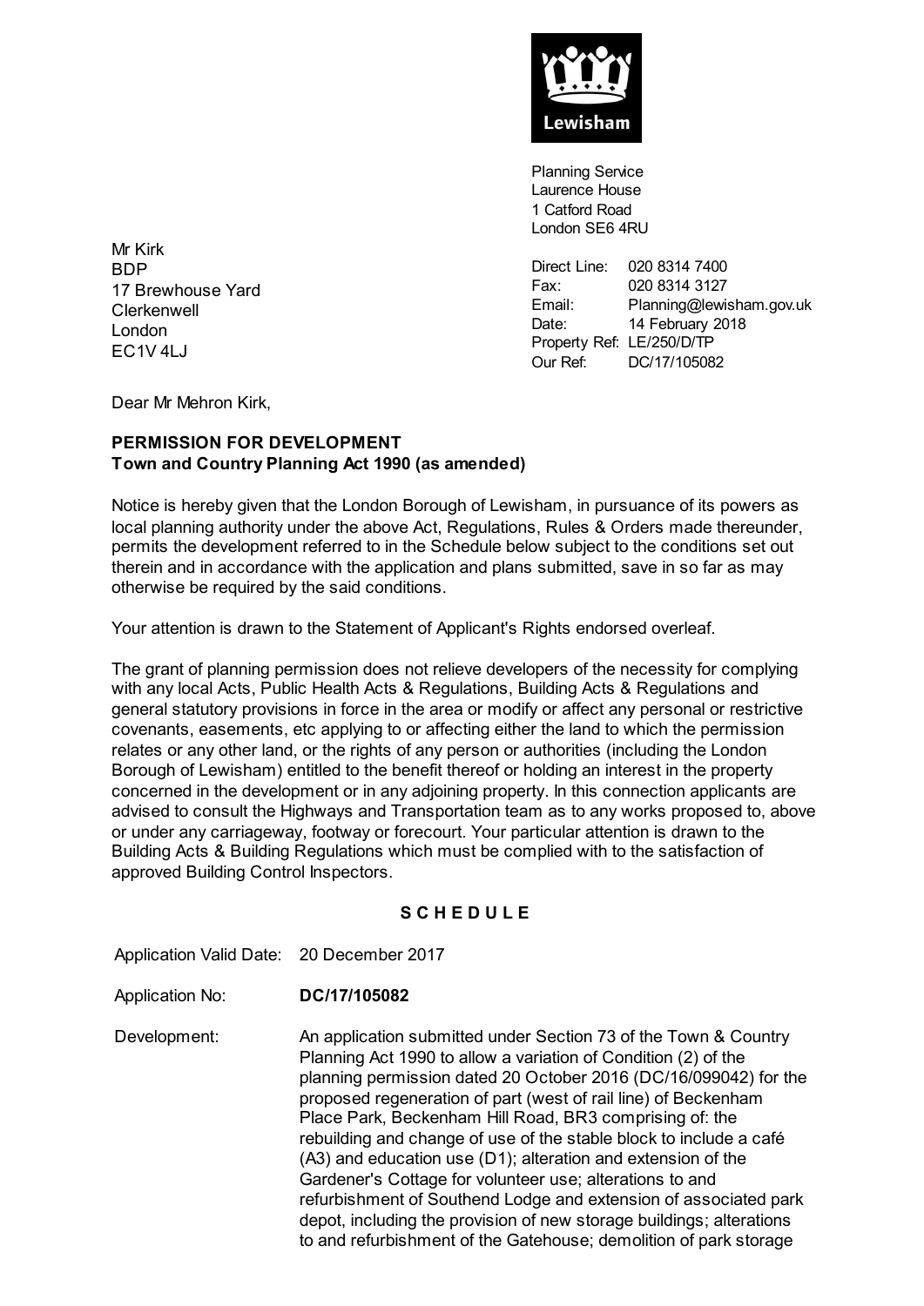Lewisham

Planning Service
Laurence House
1 Catford Road
London SE6 4RU

Direct Line: 020 8314 7400
Fax: 020 8314 3127
Email: Planning@lewisham.gov.uk
Date: 14 February 2018
Property Ref: LE/250/D/TP
Our Ref: DC/17/105082

Mr Kirk
BDP
17 Brewhouse Yard
Clerkenwell
London
EC1V 4LJ

Dear Mr Mehron Kirk,

**PERMISSION FOR DEVELOPMENT**
**Town and Country Planning Act 1990 (as amended)**

Notice is hereby given that the London Borough of Lewisham, in pursuance of its powers as local planning authority under the above Act, Regulations, Rules & Orders made thereunder, permits the development referred to in the Schedule below subject to the conditions set out therein and in accordance with the application and plans submitted, save in so far as may otherwise be required by the said conditions.

Your attention is drawn to the Statement of Applicant's Rights endorsed overleaf.

The grant of planning permission does not relieve developers of the necessity for complying with any local Acts, Public Health Acts & Regulations, Building Acts & Regulations and general statutory provisions in force in the area or modify or affect any personal or restrictive covenants, easements, etc applying to or affecting either the land to which the permission relates or any other land, or the rights of any person or authorities (including the London Borough of Lewisham) entitled to the benefit thereof or holding an interest in the property concerned in the development or in any adjoining property. In this connection applicants are advised to consult the Highways and Transportation team as to any works proposed to, above or under any carriageway, footway or forecourt. Your particular attention is drawn to the Building Acts & Building Regulations which must be complied with to the satisfaction of approved Building Control Inspectors.

## S C H E D U L E

Application Valid Date: 20 December 2017

Application No: **DC/17/105082**

Development: An application submitted under Section 73 of the Town & Country Planning Act 1990 to allow a variation of Condition (2) of the planning permission dated 20 October 2016 (DC/16/099042) for the proposed regeneration of part (west of rail line) of Beckenham Place Park, Beckenham Hill Road, BR3 comprising of: the rebuilding and change of use of the stable block to include a café (A3) and education use (D1); alteration and extension of the Gardener's Cottage for volunteer use; alterations to and refurbishment of Southend Lodge and extension of associated park depot, including the provision of new storage buildings; alterations to and refurbishment of the Gatehouse; demolition of park storage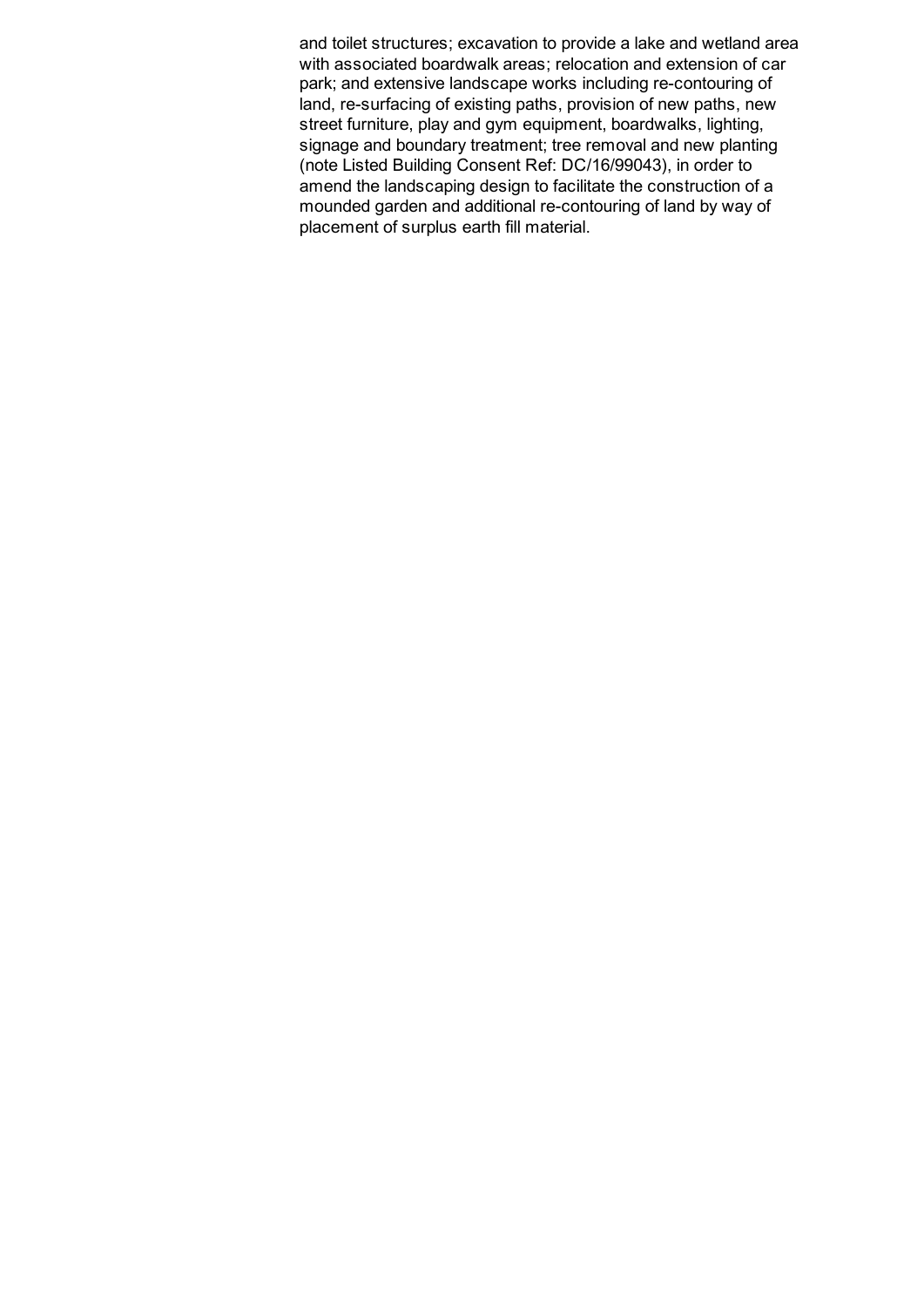and toilet structures; excavation to provide a lake and wetland area with associated boardwalk areas; relocation and extension of car park; and extensive landscape works including re-contouring of land, re-surfacing of existing paths, provision of new paths, new street furniture, play and gym equipment, boardwalks, lighting, signage and boundary treatment; tree removal and new planting (note Listed Building Consent Ref: DC/16/99043), in order to amend the landscaping design to facilitate the construction of a mounded garden and additional re-contouring of land by way of placement of surplus earth fill material.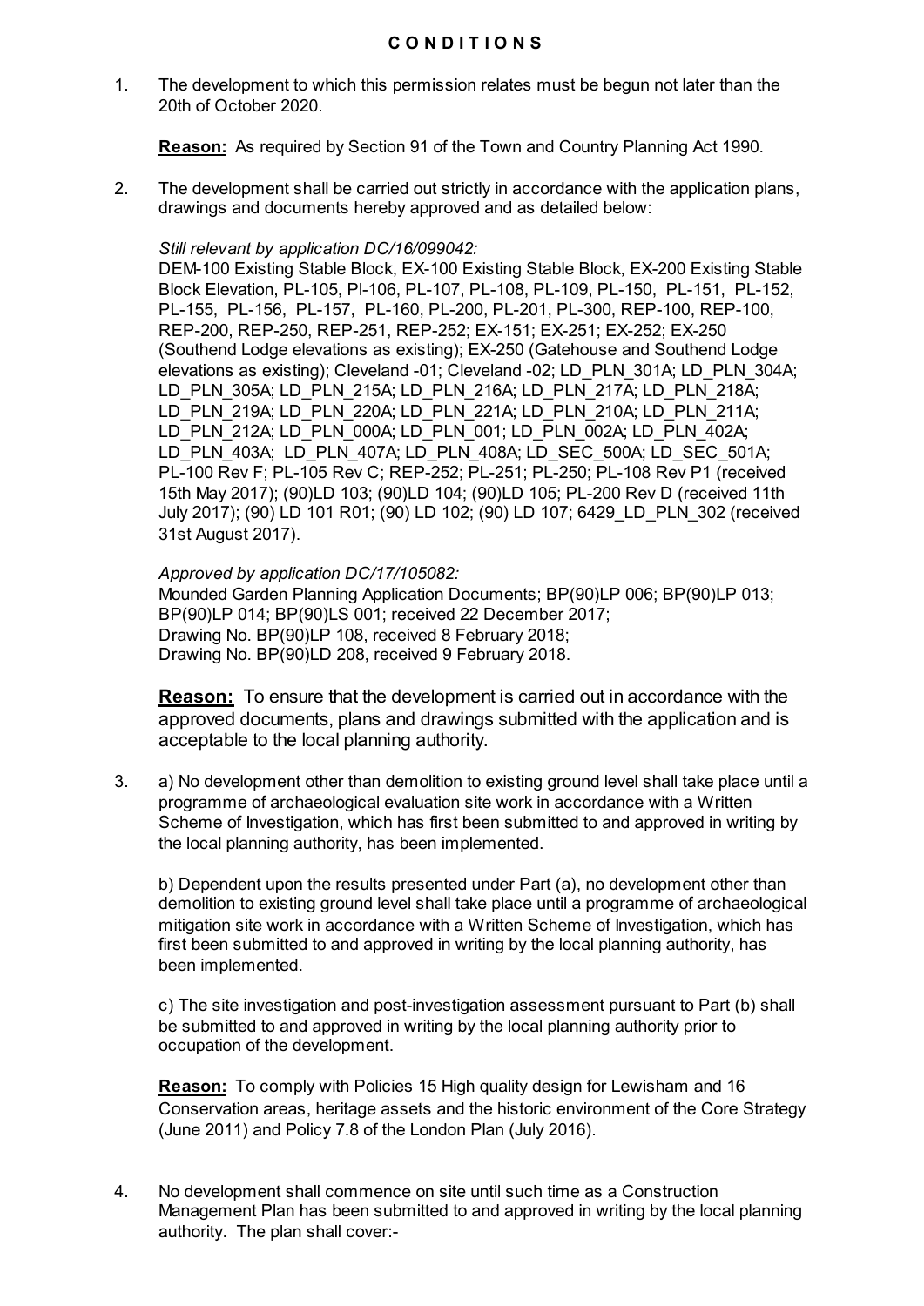# C O N D I T I O N S

1. The development to which this permission relates must be begun not later than the 20th of October 2020.

   **Reason:** As required by Section 91 of the Town and Country Planning Act 1990.

2. The development shall be carried out strictly in accordance with the application plans, drawings and documents hereby approved and as detailed below:

   *Still relevant by application DC/16/099042:*
   DEM-100 Existing Stable Block, EX-100 Existing Stable Block, EX-200 Existing Stable Block Elevation, PL-105, Pl-106, PL-107, PL-108, PL-109, PL-150, PL-151, PL-152, PL-155, PL-156, PL-157, PL-160, PL-200, PL-201, PL-300, REP-100, REP-100, REP-200, REP-250, REP-251, REP-252; EX-151; EX-251; EX-252; EX-250 (Southend Lodge elevations as existing); EX-250 (Gatehouse and Southend Lodge elevations as existing); Cleveland -01; Cleveland -02; LD_PLN_301A; LD_PLN_304A; LD_PLN_305A; LD_PLN_215A; LD_PLN_216A; LD_PLN_217A; LD_PLN_218A; LD_PLN_219A; LD_PLN_220A; LD_PLN_221A; LD_PLN_210A; LD_PLN_211A; LD_PLN_212A; LD_PLN_000A; LD_PLN_001; LD_PLN_002A; LD_PLN_402A; LD_PLN_403A; LD_PLN_407A; LD_PLN_408A; LD_SEC_500A; LD_SEC_501A; PL-100 Rev F; PL-105 Rev C; REP-252; PL-251; PL-250; PL-108 Rev P1 (received 15th May 2017); (90)LD 103; (90)LD 104; (90)LD 105; PL-200 Rev D (received 11th July 2017); (90) LD 101 R01; (90) LD 102; (90) LD 107; 6429_LD_PLN_302 (received 31st August 2017).

   *Approved by application DC/17/105082:*
   Mounded Garden Planning Application Documents; BP(90)LP 006; BP(90)LP 013; BP(90)LP 014; BP(90)LS 001; received 22 December 2017;
   Drawing No. BP(90)LP 108, received 8 February 2018;
   Drawing No. BP(90)LD 208, received 9 February 2018.

   **Reason:** To ensure that the development is carried out in accordance with the approved documents, plans and drawings submitted with the application and is acceptable to the local planning authority.

3. a) No development other than demolition to existing ground level shall take place until a programme of archaeological evaluation site work in accordance with a Written Scheme of Investigation, which has first been submitted to and approved in writing by the local planning authority, has been implemented.

   b) Dependent upon the results presented under Part (a), no development other than demolition to existing ground level shall take place until a programme of archaeological mitigation site work in accordance with a Written Scheme of Investigation, which has first been submitted to and approved in writing by the local planning authority, has been implemented.

   c) The site investigation and post-investigation assessment pursuant to Part (b) shall be submitted to and approved in writing by the local planning authority prior to occupation of the development.

   **Reason:** To comply with Policies 15 High quality design for Lewisham and 16 Conservation areas, heritage assets and the historic environment of the Core Strategy (June 2011) and Policy 7.8 of the London Plan (July 2016).

4. No development shall commence on site until such time as a Construction Management Plan has been submitted to and approved in writing by the local planning authority. The plan shall cover:-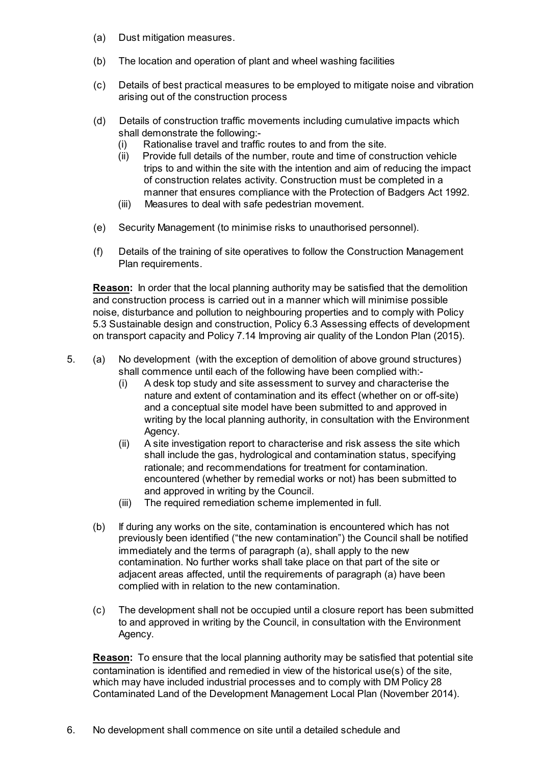(a) Dust mitigation measures.

(b) The location and operation of plant and wheel washing facilities

(c) Details of best practical measures to be employed to mitigate noise and vibration arising out of the construction process

(d) Details of construction traffic movements including cumulative impacts which shall demonstrate the following:-
   - (i) Rationalise travel and traffic routes to and from the site.
   - (ii) Provide full details of the number, route and time of construction vehicle trips to and within the site with the intention and aim of reducing the impact of construction relates activity. Construction must be completed in a manner that ensures compliance with the Protection of Badgers Act 1992.
   - (iii) Measures to deal with safe pedestrian movement.

(e) Security Management (to minimise risks to unauthorised personnel).

(f) Details of the training of site operatives to follow the Construction Management Plan requirements.

**Reason:** In order that the local planning authority may be satisfied that the demolition and construction process is carried out in a manner which will minimise possible noise, disturbance and pollution to neighbouring properties and to comply with Policy 5.3 Sustainable design and construction, Policy 6.3 Assessing effects of development on transport capacity and Policy 7.14 Improving air quality of the London Plan (2015).

5. (a) No development (with the exception of demolition of above ground structures) shall commence until each of the following have been complied with:-
   - (i) A desk top study and site assessment to survey and characterise the nature and extent of contamination and its effect (whether on or off-site) and a conceptual site model have been submitted to and approved in writing by the local planning authority, in consultation with the Environment Agency.
   - (ii) A site investigation report to characterise and risk assess the site which shall include the gas, hydrological and contamination status, specifying rationale; and recommendations for treatment for contamination. encountered (whether by remedial works or not) has been submitted to and approved in writing by the Council.
   - (iii) The required remediation scheme implemented in full.

   (b) If during any works on the site, contamination is encountered which has not previously been identified ("the new contamination") the Council shall be notified immediately and the terms of paragraph (a), shall apply to the new contamination. No further works shall take place on that part of the site or adjacent areas affected, until the requirements of paragraph (a) have been complied with in relation to the new contamination.

   (c) The development shall not be occupied until a closure report has been submitted to and approved in writing by the Council, in consultation with the Environment Agency.

   **Reason:** To ensure that the local planning authority may be satisfied that potential site contamination is identified and remedied in view of the historical use(s) of the site, which may have included industrial processes and to comply with DM Policy 28 Contaminated Land of the Development Management Local Plan (November 2014).

6. No development shall commence on site until a detailed schedule and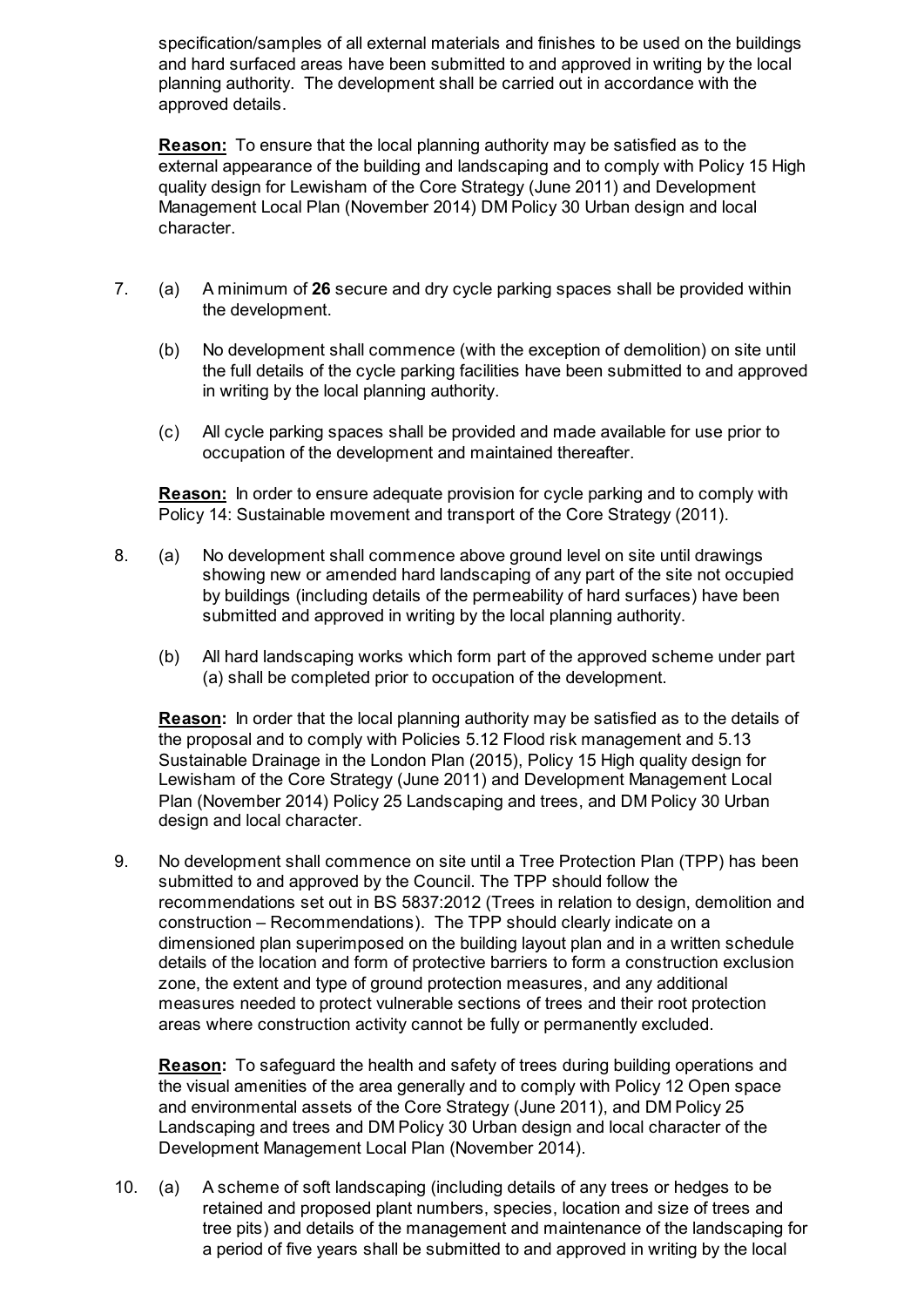specification/samples of all external materials and finishes to be used on the buildings and hard surfaced areas have been submitted to and approved in writing by the local planning authority. The development shall be carried out in accordance with the approved details.

**Reason:** To ensure that the local planning authority may be satisfied as to the external appearance of the building and landscaping and to comply with Policy 15 High quality design for Lewisham of the Core Strategy (June 2011) and Development Management Local Plan (November 2014) DM Policy 30 Urban design and local character.

7. (a) A minimum of **26** secure and dry cycle parking spaces shall be provided within the development.

   (b) No development shall commence (with the exception of demolition) on site until the full details of the cycle parking facilities have been submitted to and approved in writing by the local planning authority.

   (c) All cycle parking spaces shall be provided and made available for use prior to occupation of the development and maintained thereafter.

   **Reason:** In order to ensure adequate provision for cycle parking and to comply with Policy 14: Sustainable movement and transport of the Core Strategy (2011).

8. (a) No development shall commence above ground level on site until drawings showing new or amended hard landscaping of any part of the site not occupied by buildings (including details of the permeability of hard surfaces) have been submitted and approved in writing by the local planning authority.

   (b) All hard landscaping works which form part of the approved scheme under part (a) shall be completed prior to occupation of the development.

   **Reason:** In order that the local planning authority may be satisfied as to the details of the proposal and to comply with Policies 5.12 Flood risk management and 5.13 Sustainable Drainage in the London Plan (2015), Policy 15 High quality design for Lewisham of the Core Strategy (June 2011) and Development Management Local Plan (November 2014) Policy 25 Landscaping and trees, and DM Policy 30 Urban design and local character.

9. No development shall commence on site until a Tree Protection Plan (TPP) has been submitted to and approved by the Council. The TPP should follow the recommendations set out in BS 5837:2012 (Trees in relation to design, demolition and construction – Recommendations). The TPP should clearly indicate on a dimensioned plan superimposed on the building layout plan and in a written schedule details of the location and form of protective barriers to form a construction exclusion zone, the extent and type of ground protection measures, and any additional measures needed to protect vulnerable sections of trees and their root protection areas where construction activity cannot be fully or permanently excluded.

   **Reason:** To safeguard the health and safety of trees during building operations and the visual amenities of the area generally and to comply with Policy 12 Open space and environmental assets of the Core Strategy (June 2011), and DM Policy 25 Landscaping and trees and DM Policy 30 Urban design and local character of the Development Management Local Plan (November 2014).

10. (a) A scheme of soft landscaping (including details of any trees or hedges to be retained and proposed plant numbers, species, location and size of trees and tree pits) and details of the management and maintenance of the landscaping for a period of five years shall be submitted to and approved in writing by the local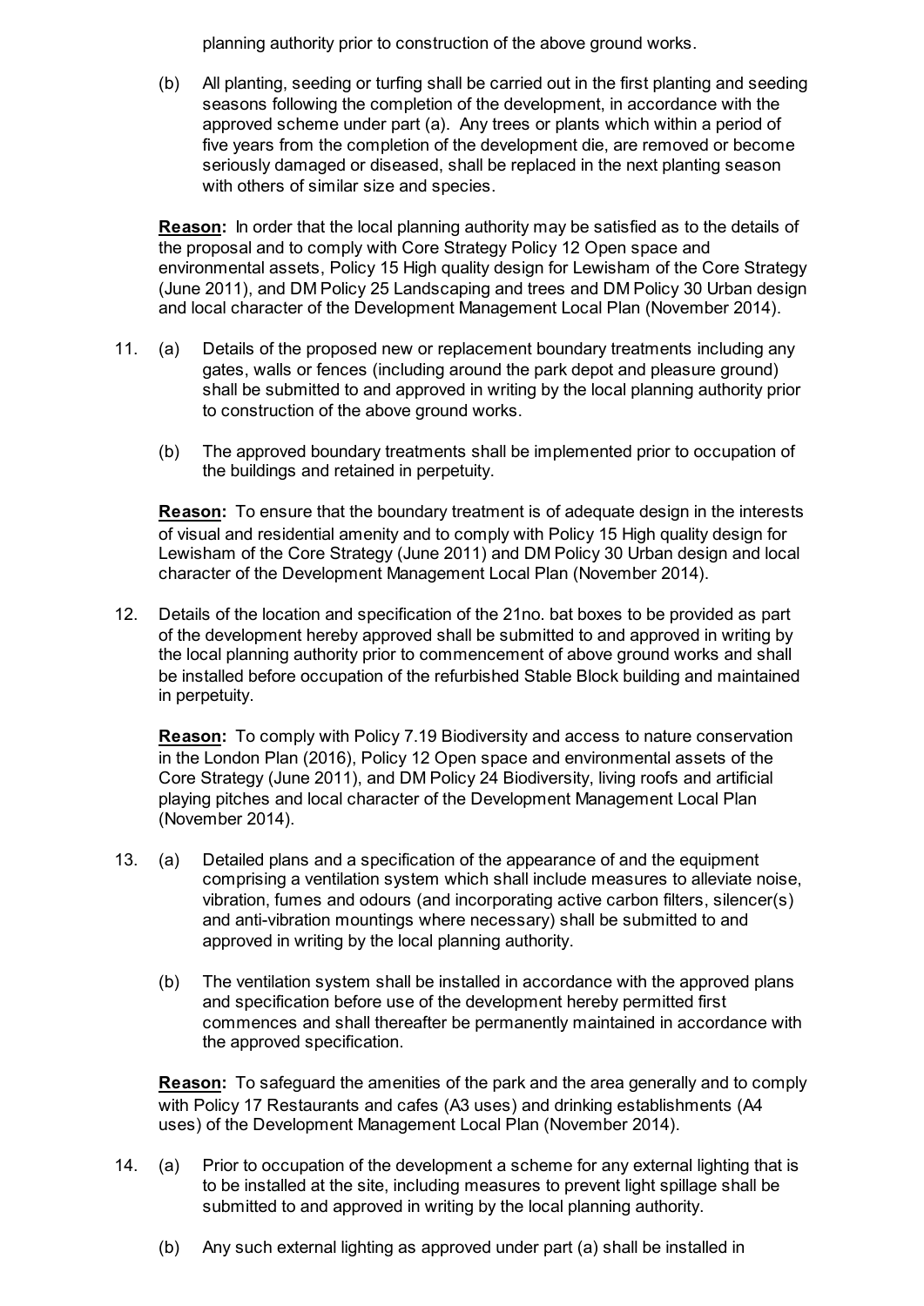planning authority prior to construction of the above ground works.

(b) All planting, seeding or turfing shall be carried out in the first planting and seeding seasons following the completion of the development, in accordance with the approved scheme under part (a). Any trees or plants which within a period of five years from the completion of the development die, are removed or become seriously damaged or diseased, shall be replaced in the next planting season with others of similar size and species.

**Reason:** In order that the local planning authority may be satisfied as to the details of the proposal and to comply with Core Strategy Policy 12 Open space and environmental assets, Policy 15 High quality design for Lewisham of the Core Strategy (June 2011), and DM Policy 25 Landscaping and trees and DM Policy 30 Urban design and local character of the Development Management Local Plan (November 2014).

11. (a) Details of the proposed new or replacement boundary treatments including any gates, walls or fences (including around the park depot and pleasure ground) shall be submitted to and approved in writing by the local planning authority prior to construction of the above ground works.

    (b) The approved boundary treatments shall be implemented prior to occupation of the buildings and retained in perpetuity.

    **Reason:** To ensure that the boundary treatment is of adequate design in the interests of visual and residential amenity and to comply with Policy 15 High quality design for Lewisham of the Core Strategy (June 2011) and DM Policy 30 Urban design and local character of the Development Management Local Plan (November 2014).

12. Details of the location and specification of the 21no. bat boxes to be provided as part of the development hereby approved shall be submitted to and approved in writing by the local planning authority prior to commencement of above ground works and shall be installed before occupation of the refurbished Stable Block building and maintained in perpetuity.

    **Reason:** To comply with Policy 7.19 Biodiversity and access to nature conservation in the London Plan (2016), Policy 12 Open space and environmental assets of the Core Strategy (June 2011), and DM Policy 24 Biodiversity, living roofs and artificial playing pitches and local character of the Development Management Local Plan (November 2014).

13. (a) Detailed plans and a specification of the appearance of and the equipment comprising a ventilation system which shall include measures to alleviate noise, vibration, fumes and odours (and incorporating active carbon filters, silencer(s) and anti-vibration mountings where necessary) shall be submitted to and approved in writing by the local planning authority.

    (b) The ventilation system shall be installed in accordance with the approved plans and specification before use of the development hereby permitted first commences and shall thereafter be permanently maintained in accordance with the approved specification.

    **Reason:** To safeguard the amenities of the park and the area generally and to comply with Policy 17 Restaurants and cafes (A3 uses) and drinking establishments (A4 uses) of the Development Management Local Plan (November 2014).

14. (a) Prior to occupation of the development a scheme for any external lighting that is to be installed at the site, including measures to prevent light spillage shall be submitted to and approved in writing by the local planning authority.

    (b) Any such external lighting as approved under part (a) shall be installed in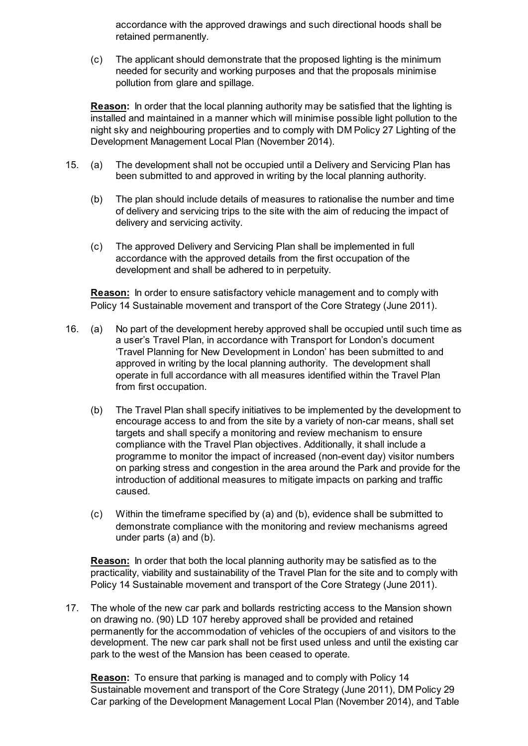accordance with the approved drawings and such directional hoods shall be retained permanently.

(c) The applicant should demonstrate that the proposed lighting is the minimum needed for security and working purposes and that the proposals minimise pollution from glare and spillage.

**Reason:** In order that the local planning authority may be satisfied that the lighting is installed and maintained in a manner which will minimise possible light pollution to the night sky and neighbouring properties and to comply with DM Policy 27 Lighting of the Development Management Local Plan (November 2014).

15. (a) The development shall not be occupied until a Delivery and Servicing Plan has been submitted to and approved in writing by the local planning authority.

    (b) The plan should include details of measures to rationalise the number and time of delivery and servicing trips to the site with the aim of reducing the impact of delivery and servicing activity.

    (c) The approved Delivery and Servicing Plan shall be implemented in full accordance with the approved details from the first occupation of the development and shall be adhered to in perpetuity.

**Reason:** In order to ensure satisfactory vehicle management and to comply with Policy 14 Sustainable movement and transport of the Core Strategy (June 2011).

16. (a) No part of the development hereby approved shall be occupied until such time as a user's Travel Plan, in accordance with Transport for London's document 'Travel Planning for New Development in London' has been submitted to and approved in writing by the local planning authority. The development shall operate in full accordance with all measures identified within the Travel Plan from first occupation.

    (b) The Travel Plan shall specify initiatives to be implemented by the development to encourage access to and from the site by a variety of non-car means, shall set targets and shall specify a monitoring and review mechanism to ensure compliance with the Travel Plan objectives. Additionally, it shall include a programme to monitor the impact of increased (non-event day) visitor numbers on parking stress and congestion in the area around the Park and provide for the introduction of additional measures to mitigate impacts on parking and traffic caused.

    (c) Within the timeframe specified by (a) and (b), evidence shall be submitted to demonstrate compliance with the monitoring and review mechanisms agreed under parts (a) and (b).

**Reason:** In order that both the local planning authority may be satisfied as to the practicality, viability and sustainability of the Travel Plan for the site and to comply with Policy 14 Sustainable movement and transport of the Core Strategy (June 2011).

17. The whole of the new car park and bollards restricting access to the Mansion shown on drawing no. (90) LD 107 hereby approved shall be provided and retained permanently for the accommodation of vehicles of the occupiers of and visitors to the development. The new car park shall not be first used unless and until the existing car park to the west of the Mansion has been ceased to operate.

**Reason:** To ensure that parking is managed and to comply with Policy 14 Sustainable movement and transport of the Core Strategy (June 2011), DM Policy 29 Car parking of the Development Management Local Plan (November 2014), and Table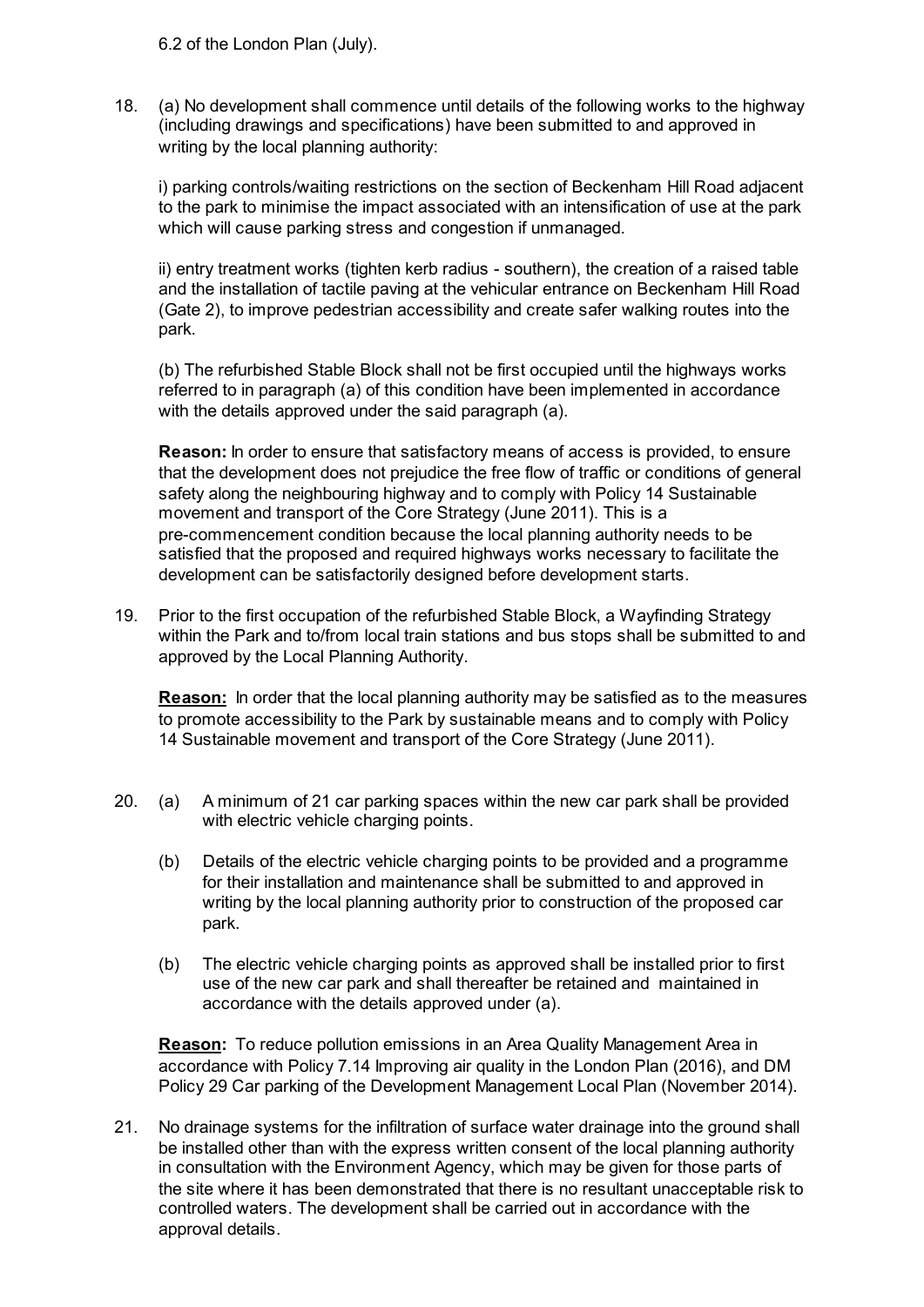6.2 of the London Plan (July).

18. (a) No development shall commence until details of the following works to the highway (including drawings and specifications) have been submitted to and approved in writing by the local planning authority:

    i) parking controls/waiting restrictions on the section of Beckenham Hill Road adjacent to the park to minimise the impact associated with an intensification of use at the park which will cause parking stress and congestion if unmanaged.

    ii) entry treatment works (tighten kerb radius - southern), the creation of a raised table and the installation of tactile paving at the vehicular entrance on Beckenham Hill Road (Gate 2), to improve pedestrian accessibility and create safer walking routes into the park.

    (b) The refurbished Stable Block shall not be first occupied until the highways works referred to in paragraph (a) of this condition have been implemented in accordance with the details approved under the said paragraph (a).

    **Reason:** In order to ensure that satisfactory means of access is provided, to ensure that the development does not prejudice the free flow of traffic or conditions of general safety along the neighbouring highway and to comply with Policy 14 Sustainable movement and transport of the Core Strategy (June 2011). This is a pre-commencement condition because the local planning authority needs to be satisfied that the proposed and required highways works necessary to facilitate the development can be satisfactorily designed before development starts.

19. Prior to the first occupation of the refurbished Stable Block, a Wayfinding Strategy within the Park and to/from local train stations and bus stops shall be submitted to and approved by the Local Planning Authority.

    **Reason:** In order that the local planning authority may be satisfied as to the measures to promote accessibility to the Park by sustainable means and to comply with Policy 14 Sustainable movement and transport of the Core Strategy (June 2011).

20. (a) A minimum of 21 car parking spaces within the new car park shall be provided with electric vehicle charging points.

    (b) Details of the electric vehicle charging points to be provided and a programme for their installation and maintenance shall be submitted to and approved in writing by the local planning authority prior to construction of the proposed car park.

    (b) The electric vehicle charging points as approved shall be installed prior to first use of the new car park and shall thereafter be retained and maintained in accordance with the details approved under (a).

    **Reason:** To reduce pollution emissions in an Area Quality Management Area in accordance with Policy 7.14 Improving air quality in the London Plan (2016), and DM Policy 29 Car parking of the Development Management Local Plan (November 2014).

21. No drainage systems for the infiltration of surface water drainage into the ground shall be installed other than with the express written consent of the local planning authority in consultation with the Environment Agency, which may be given for those parts of the site where it has been demonstrated that there is no resultant unacceptable risk to controlled waters. The development shall be carried out in accordance with the approval details.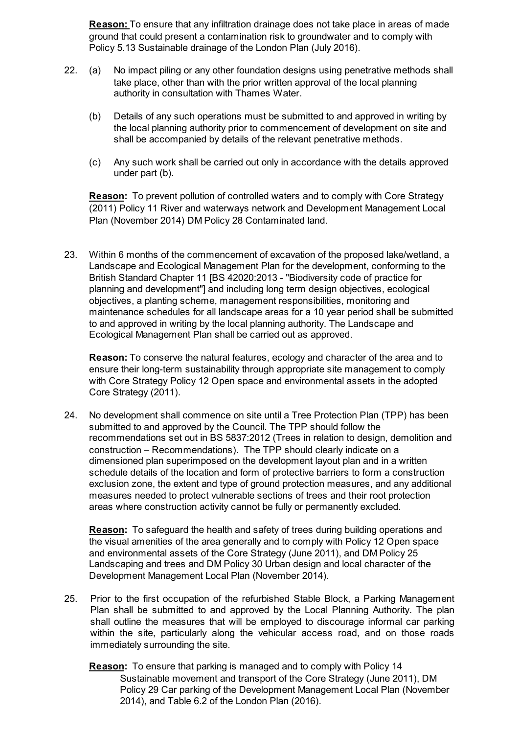**Reason:** To ensure that any infiltration drainage does not take place in areas of made ground that could present a contamination risk to groundwater and to comply with Policy 5.13 Sustainable drainage of the London Plan (July 2016).

22. (a) No impact piling or any other foundation designs using penetrative methods shall take place, other than with the prior written approval of the local planning authority in consultation with Thames Water.

    (b) Details of any such operations must be submitted to and approved in writing by the local planning authority prior to commencement of development on site and shall be accompanied by details of the relevant penetrative methods.

    (c) Any such work shall be carried out only in accordance with the details approved under part (b).

    **Reason:** To prevent pollution of controlled waters and to comply with Core Strategy (2011) Policy 11 River and waterways network and Development Management Local Plan (November 2014) DM Policy 28 Contaminated land.

23. Within 6 months of the commencement of excavation of the proposed lake/wetland, a Landscape and Ecological Management Plan for the development, conforming to the British Standard Chapter 11 [BS 42020:2013 - "Biodiversity code of practice for planning and development"] and including long term design objectives, ecological objectives, a planting scheme, management responsibilities, monitoring and maintenance schedules for all landscape areas for a 10 year period shall be submitted to and approved in writing by the local planning authority. The Landscape and Ecological Management Plan shall be carried out as approved.

    **Reason:** To conserve the natural features, ecology and character of the area and to ensure their long-term sustainability through appropriate site management to comply with Core Strategy Policy 12 Open space and environmental assets in the adopted Core Strategy (2011).

24. No development shall commence on site until a Tree Protection Plan (TPP) has been submitted to and approved by the Council. The TPP should follow the recommendations set out in BS 5837:2012 (Trees in relation to design, demolition and construction – Recommendations). The TPP should clearly indicate on a dimensioned plan superimposed on the development layout plan and in a written schedule details of the location and form of protective barriers to form a construction exclusion zone, the extent and type of ground protection measures, and any additional measures needed to protect vulnerable sections of trees and their root protection areas where construction activity cannot be fully or permanently excluded.

    **Reason:** To safeguard the health and safety of trees during building operations and the visual amenities of the area generally and to comply with Policy 12 Open space and environmental assets of the Core Strategy (June 2011), and DM Policy 25 Landscaping and trees and DM Policy 30 Urban design and local character of the Development Management Local Plan (November 2014).

25. Prior to the first occupation of the refurbished Stable Block, a Parking Management Plan shall be submitted to and approved by the Local Planning Authority. The plan shall outline the measures that will be employed to discourage informal car parking within the site, particularly along the vehicular access road, and on those roads immediately surrounding the site.

    **Reason:** To ensure that parking is managed and to comply with Policy 14 Sustainable movement and transport of the Core Strategy (June 2011), DM Policy 29 Car parking of the Development Management Local Plan (November 2014), and Table 6.2 of the London Plan (2016).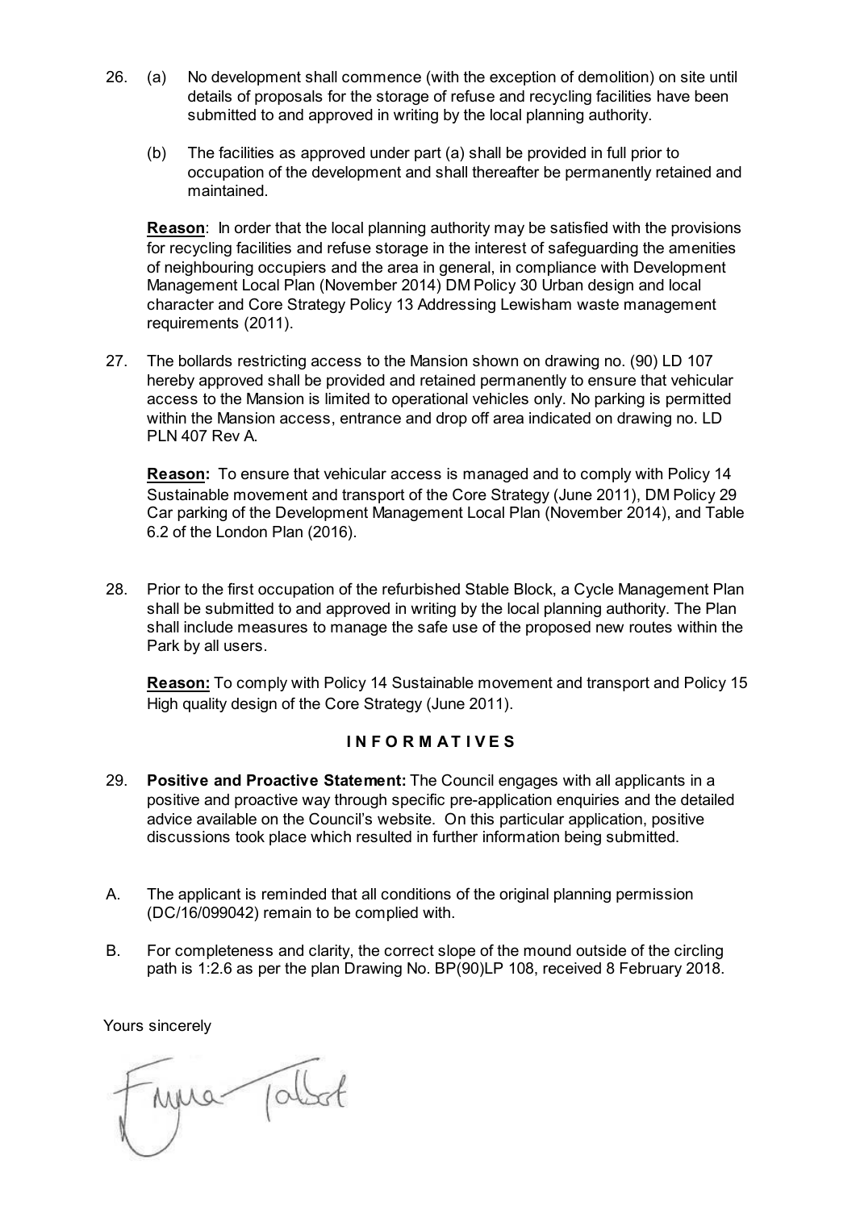26. (a) No development shall commence (with the exception of demolition) on site until details of proposals for the storage of refuse and recycling facilities have been submitted to and approved in writing by the local planning authority.

    (b) The facilities as approved under part (a) shall be provided in full prior to occupation of the development and shall thereafter be permanently retained and maintained.

    **Reason**: In order that the local planning authority may be satisfied with the provisions for recycling facilities and refuse storage in the interest of safeguarding the amenities of neighbouring occupiers and the area in general, in compliance with Development Management Local Plan (November 2014) DM Policy 30 Urban design and local character and Core Strategy Policy 13 Addressing Lewisham waste management requirements (2011).

27. The bollards restricting access to the Mansion shown on drawing no. (90) LD 107 hereby approved shall be provided and retained permanently to ensure that vehicular access to the Mansion is limited to operational vehicles only. No parking is permitted within the Mansion access, entrance and drop off area indicated on drawing no. LD PLN 407 Rev A.

    **Reason:** To ensure that vehicular access is managed and to comply with Policy 14 Sustainable movement and transport of the Core Strategy (June 2011), DM Policy 29 Car parking of the Development Management Local Plan (November 2014), and Table 6.2 of the London Plan (2016).

28. Prior to the first occupation of the refurbished Stable Block, a Cycle Management Plan shall be submitted to and approved in writing by the local planning authority. The Plan shall include measures to manage the safe use of the proposed new routes within the Park by all users.

    **Reason:** To comply with Policy 14 Sustainable movement and transport and Policy 15 High quality design of the Core Strategy (June 2011).

## I N F O R M A T I V E S

29. **Positive and Proactive Statement:** The Council engages with all applicants in a positive and proactive way through specific pre-application enquiries and the detailed advice available on the Council's website. On this particular application, positive discussions took place which resulted in further information being submitted.

A. The applicant is reminded that all conditions of the original planning permission (DC/16/099042) remain to be complied with.

B. For completeness and clarity, the correct slope of the mound outside of the circling path is 1:2.6 as per the plan Drawing No. BP(90)LP 108, received 8 February 2018.

Yours sincerely

Emma Talbot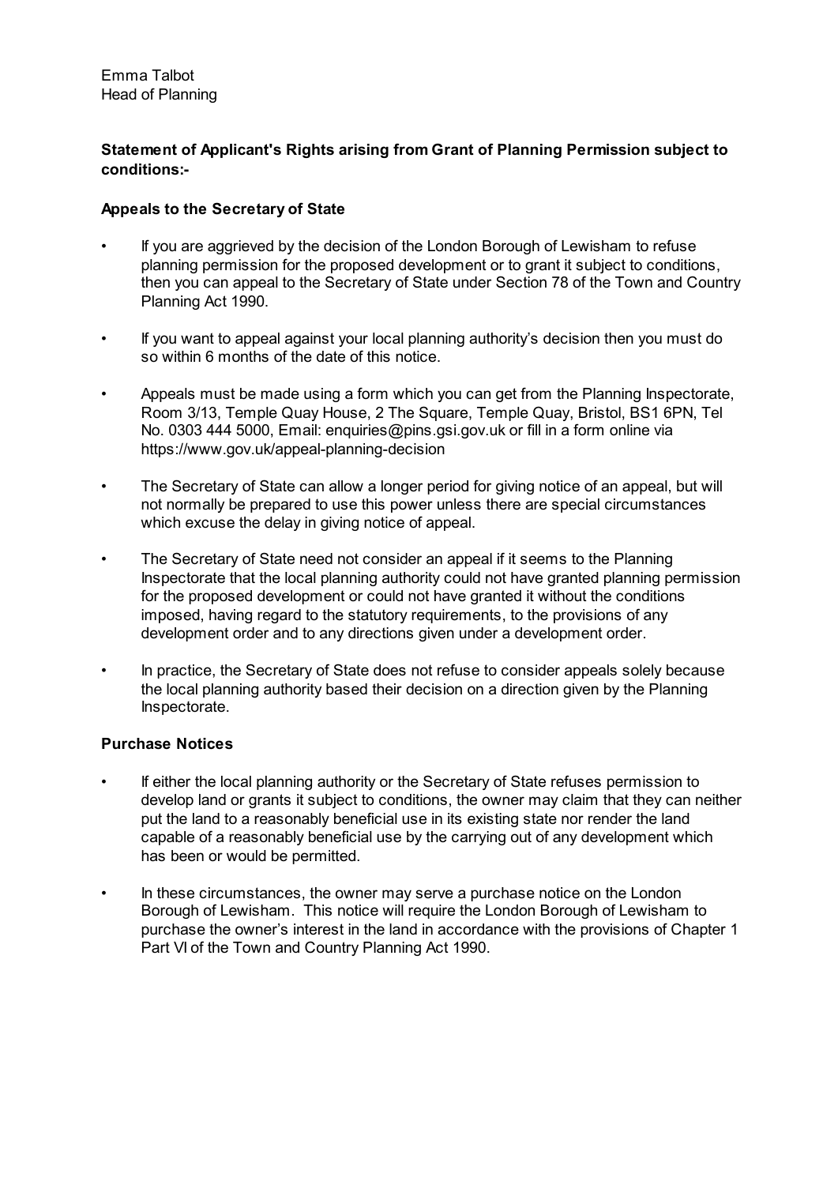Emma Talbot
Head of Planning

**Statement of Applicant's Rights arising from Grant of Planning Permission subject to conditions:-**

**Appeals to the Secretary of State**

- If you are aggrieved by the decision of the London Borough of Lewisham to refuse planning permission for the proposed development or to grant it subject to conditions, then you can appeal to the Secretary of State under Section 78 of the Town and Country Planning Act 1990.

- If you want to appeal against your local planning authority's decision then you must do so within 6 months of the date of this notice.

- Appeals must be made using a form which you can get from the Planning Inspectorate, Room 3/13, Temple Quay House, 2 The Square, Temple Quay, Bristol, BS1 6PN, Tel No. 0303 444 5000, Email: enquiries@pins.gsi.gov.uk or fill in a form online via https://www.gov.uk/appeal-planning-decision

- The Secretary of State can allow a longer period for giving notice of an appeal, but will not normally be prepared to use this power unless there are special circumstances which excuse the delay in giving notice of appeal.

- The Secretary of State need not consider an appeal if it seems to the Planning Inspectorate that the local planning authority could not have granted planning permission for the proposed development or could not have granted it without the conditions imposed, having regard to the statutory requirements, to the provisions of any development order and to any directions given under a development order.

- In practice, the Secretary of State does not refuse to consider appeals solely because the local planning authority based their decision on a direction given by the Planning Inspectorate.

**Purchase Notices**

- If either the local planning authority or the Secretary of State refuses permission to develop land or grants it subject to conditions, the owner may claim that they can neither put the land to a reasonably beneficial use in its existing state nor render the land capable of a reasonably beneficial use by the carrying out of any development which has been or would be permitted.

- In these circumstances, the owner may serve a purchase notice on the London Borough of Lewisham. This notice will require the London Borough of Lewisham to purchase the owner's interest in the land in accordance with the provisions of Chapter 1 Part VI of the Town and Country Planning Act 1990.